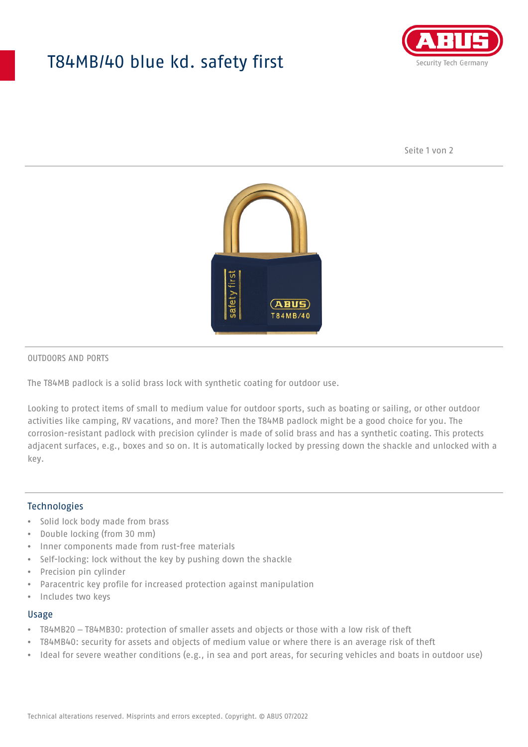# T84MB/40 blue kd. safety first

OUTDOORS AND PORTS

The T84MB padlock is a solid brass lock with synthetic coating for outdoor use.

Looking to protect items of small to medium value for outdoor sports, such as boating or sailing, or other outdoor activities like camping, RV vacations, and more? Then the T84MB padlock might be a good choice for you. The corrosion-resistant padlock with precision cylinder is made of solid brass and has a synthetic coating. This protects adjacent surfaces, e.g., boxes and so on. It is automatically locked by pressing down the shackle and unlocked with a key.

## Technologies

- Solid lock body made from brass
- Double locking (from 30 mm)
- Inner components made from rust-free materials
- Self-locking: lock without the key by pushing down the shackle
- Precision pin cylinder
- Paracentric key profile for increased protection against manipulation
- Includes two keys

## Usage

- T84MB20 – T84MB30: protection of smaller assets and objects or those with a low risk of theft
- T84MB40: security for assets and objects of medium value or where there is an average risk of theft
- Ideal for severe weather conditions (e.g., in sea and port areas, for securing vehicles and boats in outdoor use)

Technical alterations reserved. Misprints and errors excepted. Copyright. © ABUS 07/2022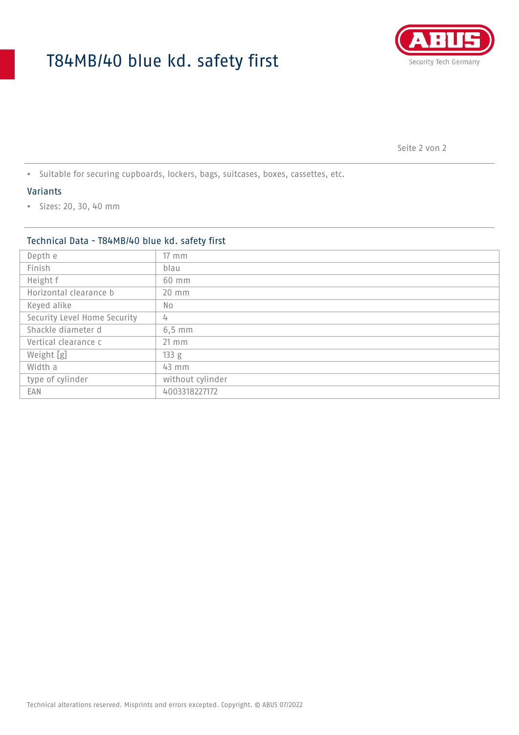# T84MB/40 blue kd. safety first

- Suitable for securing cupboards, lockers, bags, suitcases, boxes, cassettes, etc.

## Variants

- Sizes: 20, 30, 40 mm

## Technical Data - T84MB/40 blue kd. safety first

| | |
|---|---|
| Depth e | 17 mm |
| Finish | blau |
| Height f | 60 mm |
| Horizontal clearance b | 20 mm |
| Keyed alike | No |
| Security Level Home Security | 4 |
| Shackle diameter d | 6,5 mm |
| Vertical clearance c | 21 mm |
| Weight [g] | 133 g |
| Width a | 43 mm |
| type of cylinder | without cylinder |
| EAN | 4003318227172 |

Technical alterations reserved. Misprints and errors excepted. Copyright. © ABUS 07/2022